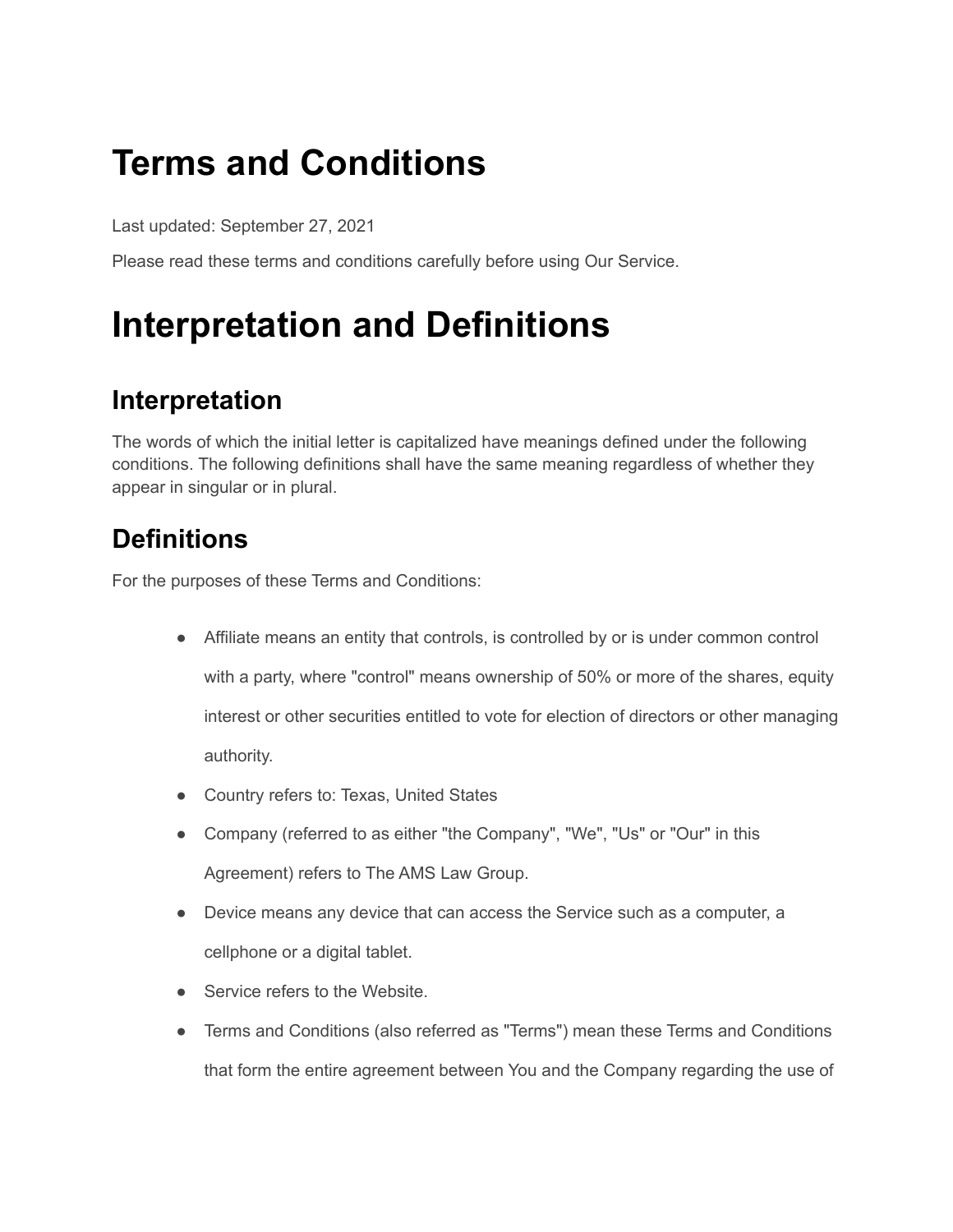# Terms and Conditions

Last updated: September 27, 2021

Please read these terms and conditions carefully before using Our Service.

# Interpretation and Definitions

## Interpretation

The words of which the initial letter is capitalized have meanings defined under the following conditions. The following definitions shall have the same meaning regardless of whether they appear in singular or in plural.

## Definitions

For the purposes of these Terms and Conditions:

- Affiliate means an entity that controls, is controlled by or is under common control with a party, where "control" means ownership of 50% or more of the shares, equity interest or other securities entitled to vote for election of directors or other managing authority.
- Country refers to: Texas, United States
- Company (referred to as either "the Company", "We", "Us" or "Our" in this Agreement) refers to The AMS Law Group.
- Device means any device that can access the Service such as a computer, a cellphone or a digital tablet.
- Service refers to the Website.
- Terms and Conditions (also referred as "Terms") mean these Terms and Conditions that form the entire agreement between You and the Company regarding the use of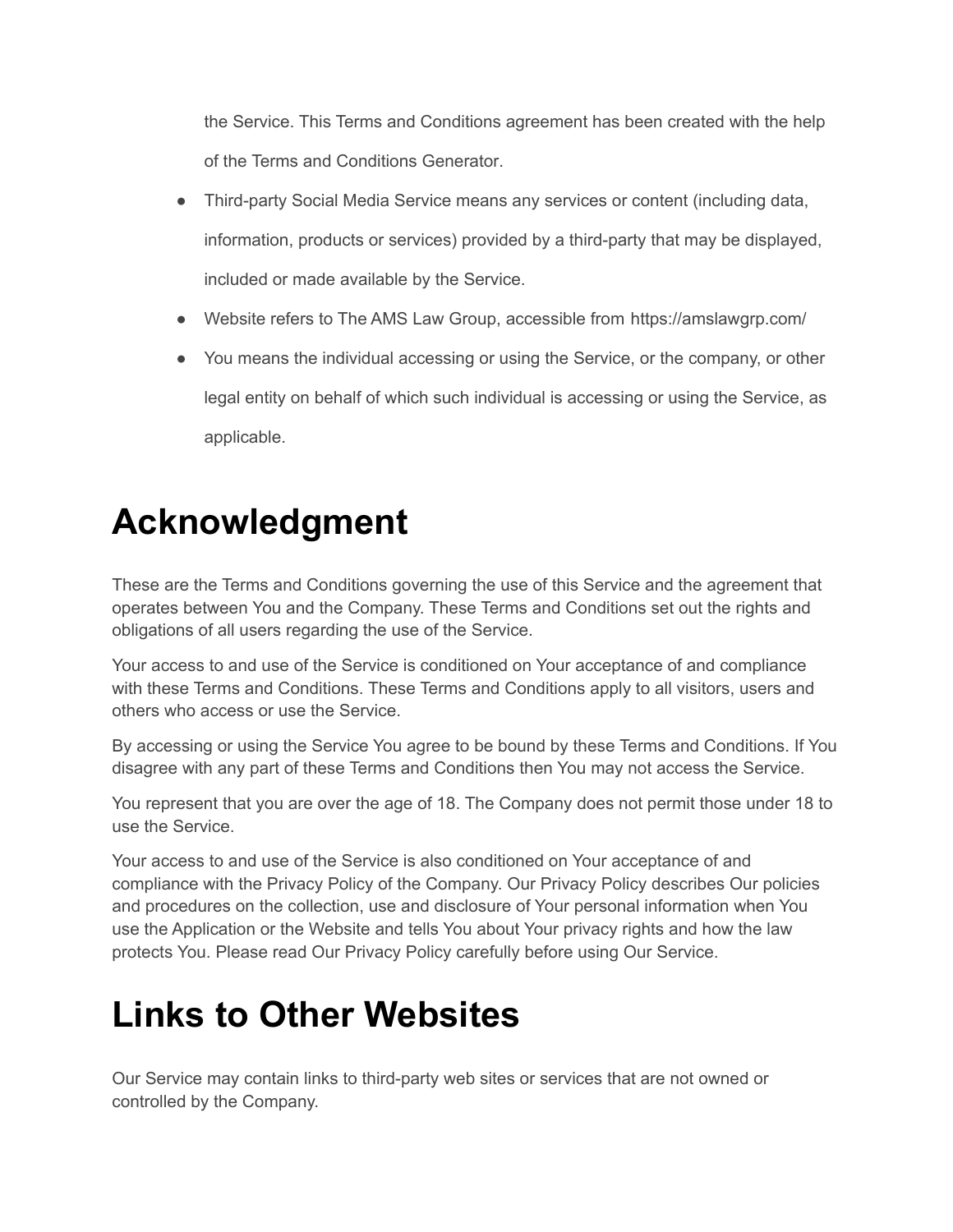the Service. This Terms and Conditions agreement has been created with the help of the Terms and Conditions Generator.

- Third-party Social Media Service means any services or content (including data, information, products or services) provided by a third-party that may be displayed, included or made available by the Service.
- Website refers to The AMS Law Group, accessible from https://amslawgrp.com/
- You means the individual accessing or using the Service, or the company, or other legal entity on behalf of which such individual is accessing or using the Service, as applicable.

# Acknowledgment

These are the Terms and Conditions governing the use of this Service and the agreement that operates between You and the Company. These Terms and Conditions set out the rights and obligations of all users regarding the use of the Service.

Your access to and use of the Service is conditioned on Your acceptance of and compliance with these Terms and Conditions. These Terms and Conditions apply to all visitors, users and others who access or use the Service.

By accessing or using the Service You agree to be bound by these Terms and Conditions. If You disagree with any part of these Terms and Conditions then You may not access the Service.

You represent that you are over the age of 18. The Company does not permit those under 18 to use the Service.

Your access to and use of the Service is also conditioned on Your acceptance of and compliance with the Privacy Policy of the Company. Our Privacy Policy describes Our policies and procedures on the collection, use and disclosure of Your personal information when You use the Application or the Website and tells You about Your privacy rights and how the law protects You. Please read Our Privacy Policy carefully before using Our Service.

# Links to Other Websites

Our Service may contain links to third-party web sites or services that are not owned or controlled by the Company.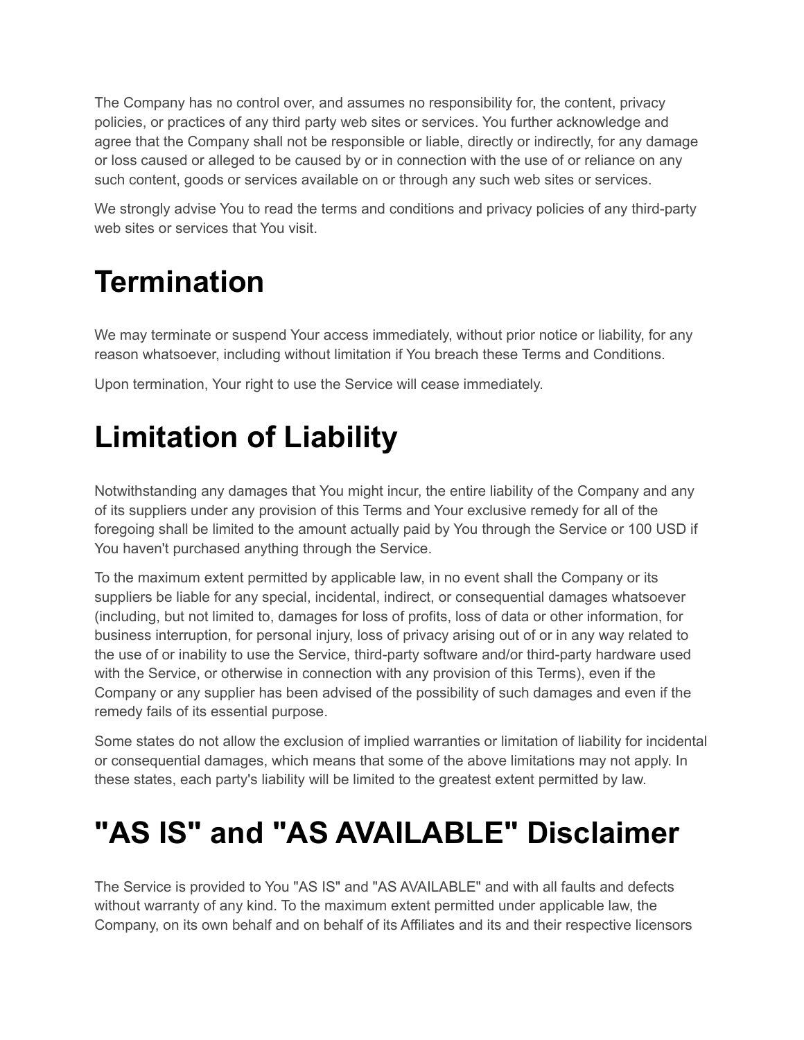The Company has no control over, and assumes no responsibility for, the content, privacy policies, or practices of any third party web sites or services. You further acknowledge and agree that the Company shall not be responsible or liable, directly or indirectly, for any damage or loss caused or alleged to be caused by or in connection with the use of or reliance on any such content, goods or services available on or through any such web sites or services.

We strongly advise You to read the terms and conditions and privacy policies of any third-party web sites or services that You visit.

# Termination

We may terminate or suspend Your access immediately, without prior notice or liability, for any reason whatsoever, including without limitation if You breach these Terms and Conditions.

Upon termination, Your right to use the Service will cease immediately.

# Limitation of Liability

Notwithstanding any damages that You might incur, the entire liability of the Company and any of its suppliers under any provision of this Terms and Your exclusive remedy for all of the foregoing shall be limited to the amount actually paid by You through the Service or 100 USD if You haven't purchased anything through the Service.

To the maximum extent permitted by applicable law, in no event shall the Company or its suppliers be liable for any special, incidental, indirect, or consequential damages whatsoever (including, but not limited to, damages for loss of profits, loss of data or other information, for business interruption, for personal injury, loss of privacy arising out of or in any way related to the use of or inability to use the Service, third-party software and/or third-party hardware used with the Service, or otherwise in connection with any provision of this Terms), even if the Company or any supplier has been advised of the possibility of such damages and even if the remedy fails of its essential purpose.

Some states do not allow the exclusion of implied warranties or limitation of liability for incidental or consequential damages, which means that some of the above limitations may not apply. In these states, each party's liability will be limited to the greatest extent permitted by law.

# "AS IS" and "AS AVAILABLE" Disclaimer

The Service is provided to You "AS IS" and "AS AVAILABLE" and with all faults and defects without warranty of any kind. To the maximum extent permitted under applicable law, the Company, on its own behalf and on behalf of its Affiliates and its and their respective licensors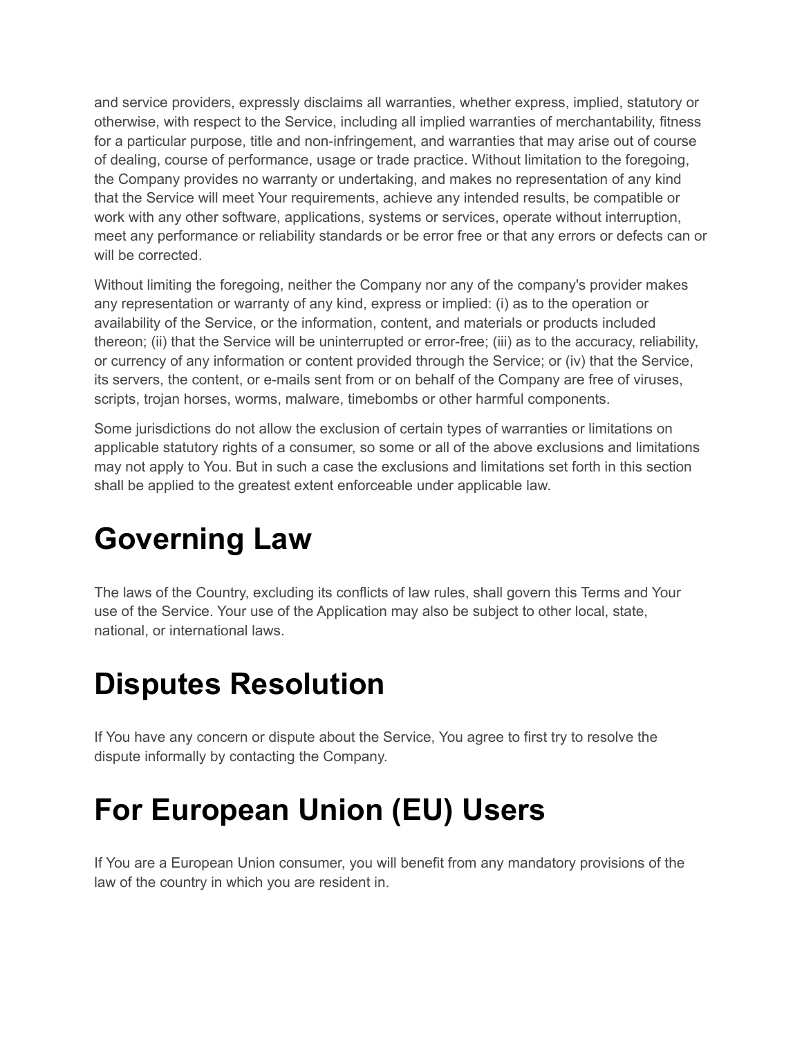and service providers, expressly disclaims all warranties, whether express, implied, statutory or otherwise, with respect to the Service, including all implied warranties of merchantability, fitness for a particular purpose, title and non-infringement, and warranties that may arise out of course of dealing, course of performance, usage or trade practice. Without limitation to the foregoing, the Company provides no warranty or undertaking, and makes no representation of any kind that the Service will meet Your requirements, achieve any intended results, be compatible or work with any other software, applications, systems or services, operate without interruption, meet any performance or reliability standards or be error free or that any errors or defects can or will be corrected.

Without limiting the foregoing, neither the Company nor any of the company's provider makes any representation or warranty of any kind, express or implied: (i) as to the operation or availability of the Service, or the information, content, and materials or products included thereon; (ii) that the Service will be uninterrupted or error-free; (iii) as to the accuracy, reliability, or currency of any information or content provided through the Service; or (iv) that the Service, its servers, the content, or e-mails sent from or on behalf of the Company are free of viruses, scripts, trojan horses, worms, malware, timebombs or other harmful components.

Some jurisdictions do not allow the exclusion of certain types of warranties or limitations on applicable statutory rights of a consumer, so some or all of the above exclusions and limitations may not apply to You. But in such a case the exclusions and limitations set forth in this section shall be applied to the greatest extent enforceable under applicable law.

# Governing Law

The laws of the Country, excluding its conflicts of law rules, shall govern this Terms and Your use of the Service. Your use of the Application may also be subject to other local, state, national, or international laws.

# Disputes Resolution

If You have any concern or dispute about the Service, You agree to first try to resolve the dispute informally by contacting the Company.

# For European Union (EU) Users

If You are a European Union consumer, you will benefit from any mandatory provisions of the law of the country in which you are resident in.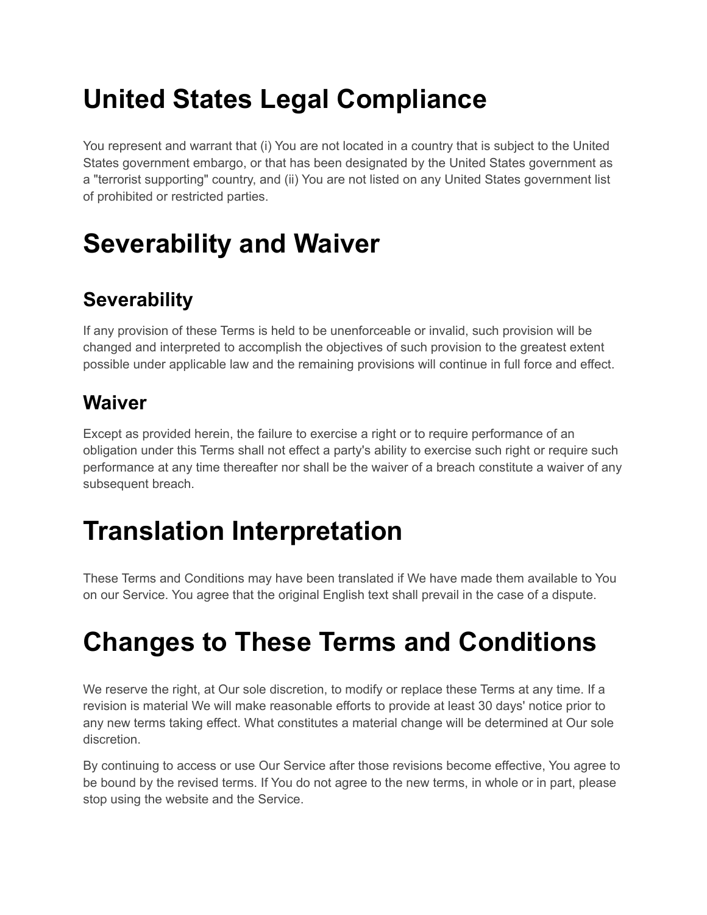# United States Legal Compliance

You represent and warrant that (i) You are not located in a country that is subject to the United States government embargo, or that has been designated by the United States government as a "terrorist supporting" country, and (ii) You are not listed on any United States government list of prohibited or restricted parties.

# Severability and Waiver

## Severability

If any provision of these Terms is held to be unenforceable or invalid, such provision will be changed and interpreted to accomplish the objectives of such provision to the greatest extent possible under applicable law and the remaining provisions will continue in full force and effect.

## Waiver

Except as provided herein, the failure to exercise a right or to require performance of an obligation under this Terms shall not effect a party's ability to exercise such right or require such performance at any time thereafter nor shall be the waiver of a breach constitute a waiver of any subsequent breach.

# Translation Interpretation

These Terms and Conditions may have been translated if We have made them available to You on our Service. You agree that the original English text shall prevail in the case of a dispute.

# Changes to These Terms and Conditions

We reserve the right, at Our sole discretion, to modify or replace these Terms at any time. If a revision is material We will make reasonable efforts to provide at least 30 days' notice prior to any new terms taking effect. What constitutes a material change will be determined at Our sole discretion.

By continuing to access or use Our Service after those revisions become effective, You agree to be bound by the revised terms. If You do not agree to the new terms, in whole or in part, please stop using the website and the Service.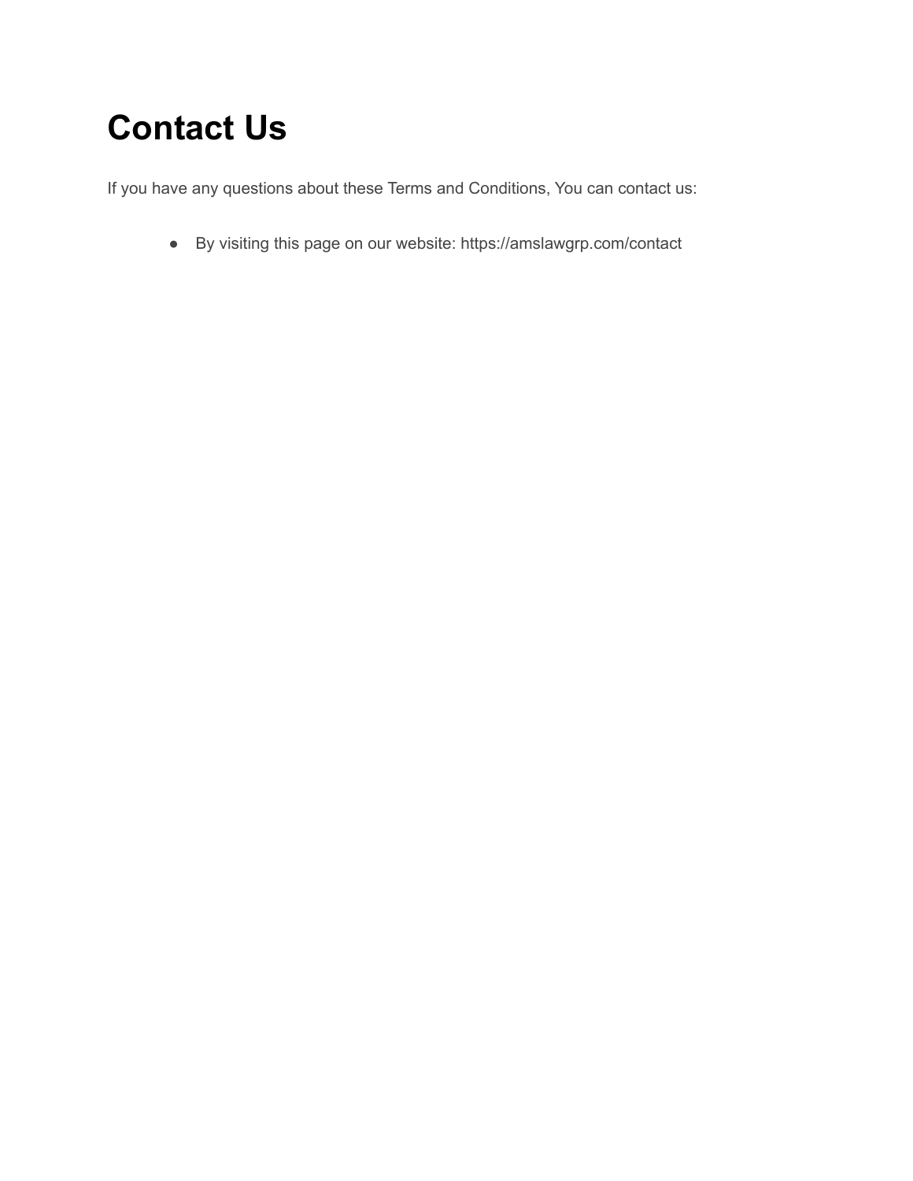# Contact Us

If you have any questions about these Terms and Conditions, You can contact us:

- By visiting this page on our website: https://amslawgrp.com/contact